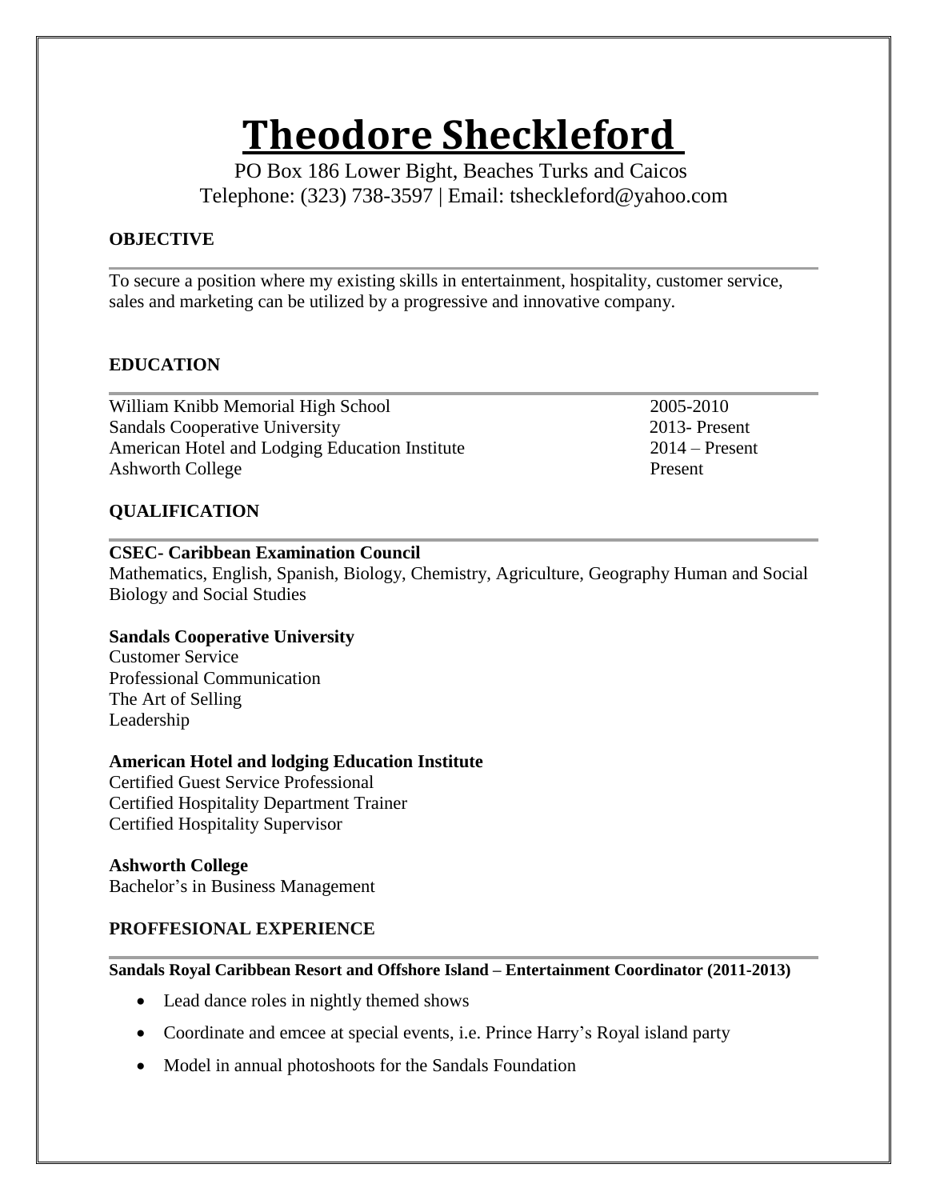# Theodore Sheckleford

PO Box 186 Lower Bight, Beaches Turks and Caicos
Telephone: (323) 738-3597 | Email: tsheckleford@yahoo.com

## OBJECTIVE

To secure a position where my existing skills in entertainment, hospitality, customer service, sales and marketing can be utilized by a progressive and innovative company.

## EDUCATION

| | |
|---|---|
| William Knibb Memorial High School | 2005-2010 |
| Sandals Cooperative University | 2013- Present |
| American Hotel and Lodging Education Institute | 2014 – Present |
| Ashworth College | Present |

## QUALIFICATION

**CSEC- Caribbean Examination Council**
Mathematics, English, Spanish, Biology, Chemistry, Agriculture, Geography Human and Social Biology and Social Studies

**Sandals Cooperative University**
Customer Service
Professional Communication
The Art of Selling
Leadership

**American Hotel and lodging Education Institute**
Certified Guest Service Professional
Certified Hospitality Department Trainer
Certified Hospitality Supervisor

**Ashworth College**
Bachelor's in Business Management

## PROFFESIONAL EXPERIENCE

**Sandals Royal Caribbean Resort and Offshore Island – Entertainment Coordinator (2011-2013)**

- Lead dance roles in nightly themed shows
- Coordinate and emcee at special events, i.e. Prince Harry's Royal island party
- Model in annual photoshoots for the Sandals Foundation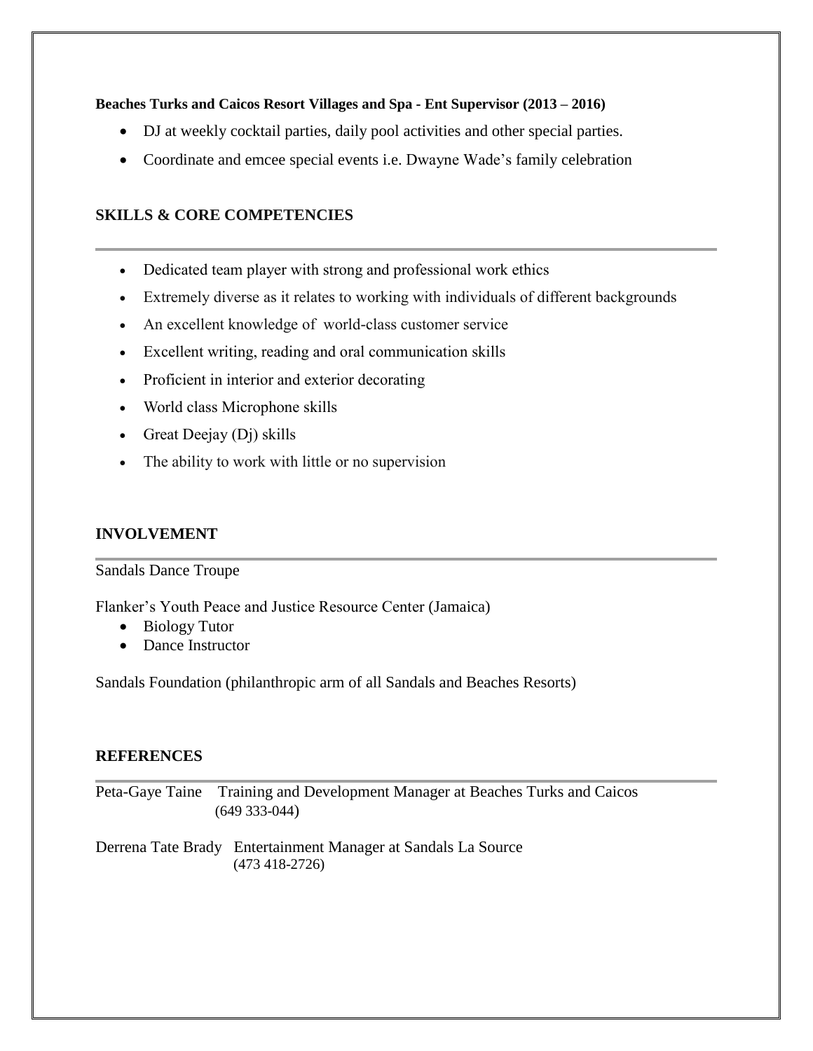**Beaches Turks and Caicos Resort Villages and Spa - Ent Supervisor (2013 – 2016)**

- DJ at weekly cocktail parties, daily pool activities and other special parties.
- Coordinate and emcee special events i.e. Dwayne Wade's family celebration

## SKILLS & CORE COMPETENCIES

- Dedicated team player with strong and professional work ethics
- Extremely diverse as it relates to working with individuals of different backgrounds
- An excellent knowledge of world-class customer service
- Excellent writing, reading and oral communication skills
- Proficient in interior and exterior decorating
- World class Microphone skills
- Great Deejay (Dj) skills
- The ability to work with little or no supervision

## INVOLVEMENT

Sandals Dance Troupe

Flanker's Youth Peace and Justice Resource Center (Jamaica)

- Biology Tutor
- Dance Instructor

Sandals Foundation (philanthropic arm of all Sandals and Beaches Resorts)

## REFERENCES

Peta-Gaye Taine    Training and Development Manager at Beaches Turks and Caicos
(649 333-044)

Derrena Tate Brady    Entertainment Manager at Sandals La Source
(473 418-2726)